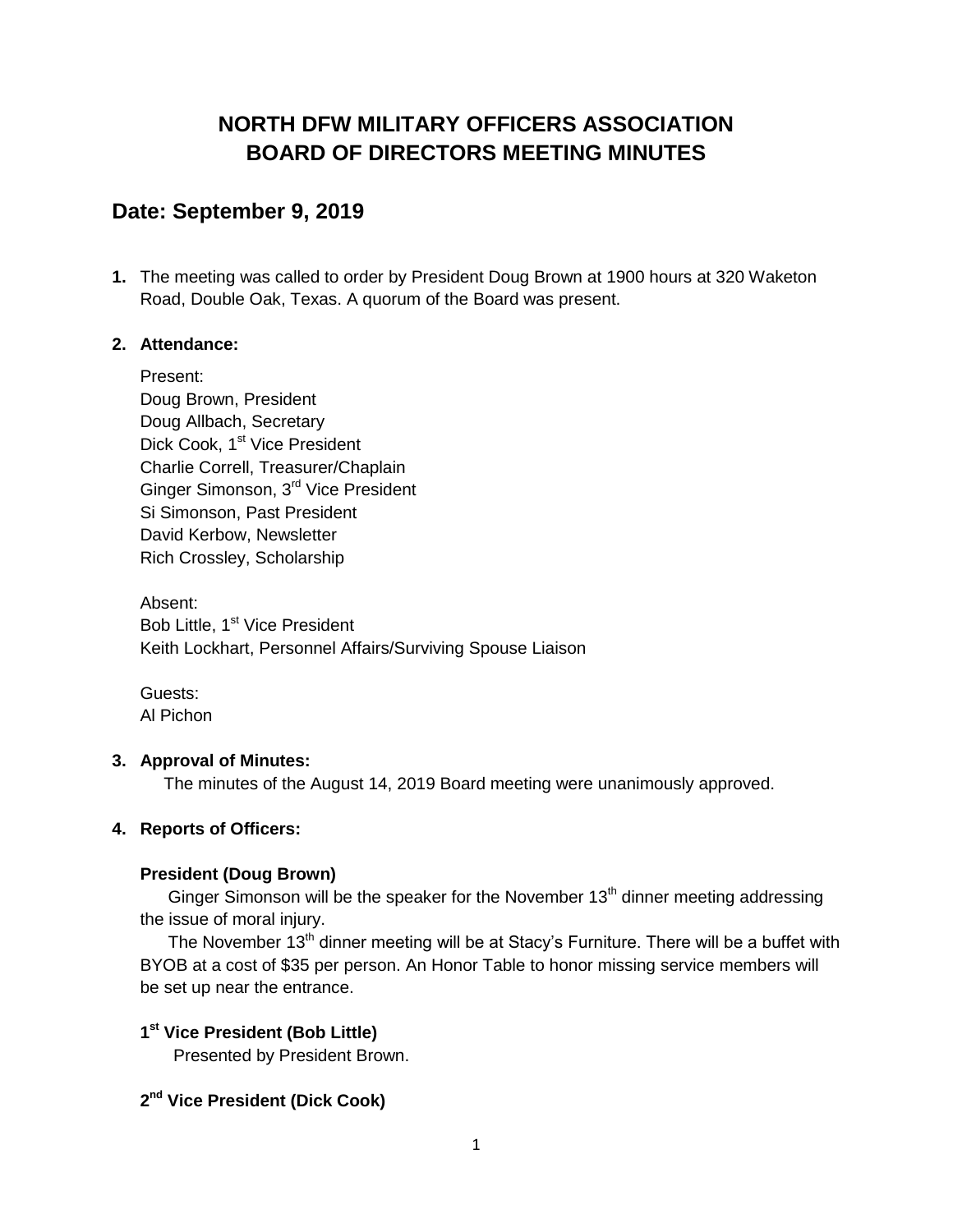# NORTH DFW MILITARY OFFICERS ASSOCIATION
# BOARD OF DIRECTORS MEETING MINUTES

## Date: September 9, 2019

**1.** The meeting was called to order by President Doug Brown at 1900 hours at 320 Waketon Road, Double Oak, Texas. A quorum of the Board was present.

**2. Attendance:**

Present:
Doug Brown, President
Doug Allbach, Secretary
Dick Cook, 1st Vice President
Charlie Correll, Treasurer/Chaplain
Ginger Simonson, 3rd Vice President
Si Simonson, Past President
David Kerbow, Newsletter
Rich Crossley, Scholarship

Absent:
Bob Little, 1st Vice President
Keith Lockhart, Personnel Affairs/Surviving Spouse Liaison

Guests:
Al Pichon

**3. Approval of Minutes:**

The minutes of the August 14, 2019 Board meeting were unanimously approved.

**4. Reports of Officers:**

**President (Doug Brown)**

Ginger Simonson will be the speaker for the November 13th dinner meeting addressing the issue of moral injury.

The November 13th dinner meeting will be at Stacy's Furniture. There will be a buffet with BYOB at a cost of $35 per person. An Honor Table to honor missing service members will be set up near the entrance.

**1st Vice President (Bob Little)**

Presented by President Brown.

**2nd Vice President (Dick Cook)**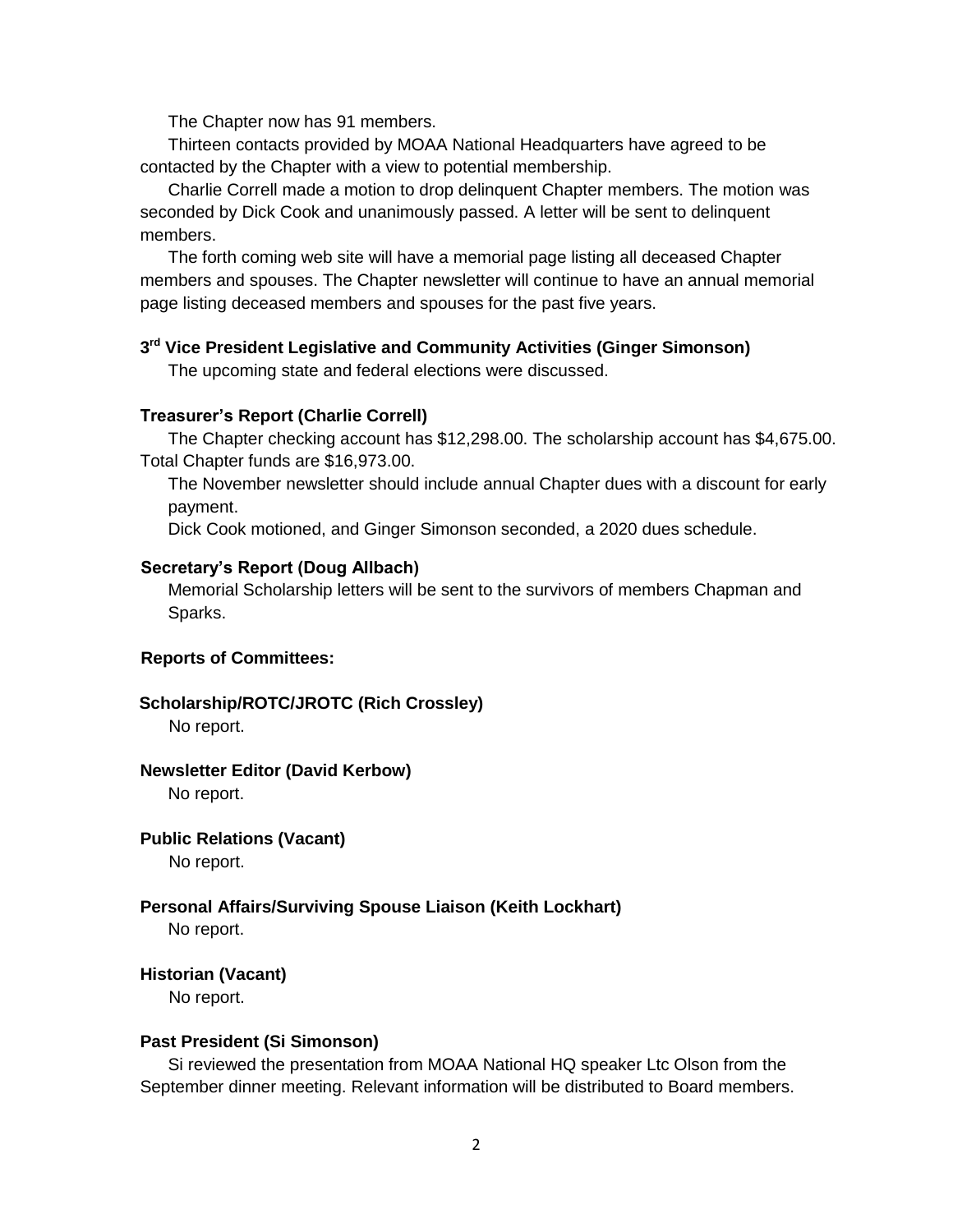The Chapter now has 91 members.

Thirteen contacts provided by MOAA National Headquarters have agreed to be contacted by the Chapter with a view to potential membership.

Charlie Correll made a motion to drop delinquent Chapter members. The motion was seconded by Dick Cook and unanimously passed. A letter will be sent to delinquent members.

The forth coming web site will have a memorial page listing all deceased Chapter members and spouses. The Chapter newsletter will continue to have an annual memorial page listing deceased members and spouses for the past five years.

**3rd Vice President Legislative and Community Activities (Ginger Simonson)**

The upcoming state and federal elections were discussed.

**Treasurer's Report (Charlie Correll)**

The Chapter checking account has $12,298.00. The scholarship account has $4,675.00. Total Chapter funds are $16,973.00.

The November newsletter should include annual Chapter dues with a discount for early payment.

Dick Cook motioned, and Ginger Simonson seconded, a 2020 dues schedule.

**Secretary's Report (Doug Allbach)**

Memorial Scholarship letters will be sent to the survivors of members Chapman and Sparks.

**Reports of Committees:**

**Scholarship/ROTC/JROTC (Rich Crossley)**

No report.

**Newsletter Editor (David Kerbow)**

No report.

**Public Relations (Vacant)**

No report.

**Personal Affairs/Surviving Spouse Liaison (Keith Lockhart)**

No report.

**Historian (Vacant)**

No report.

**Past President (Si Simonson)**

Si reviewed the presentation from MOAA National HQ speaker Ltc Olson from the September dinner meeting. Relevant information will be distributed to Board members.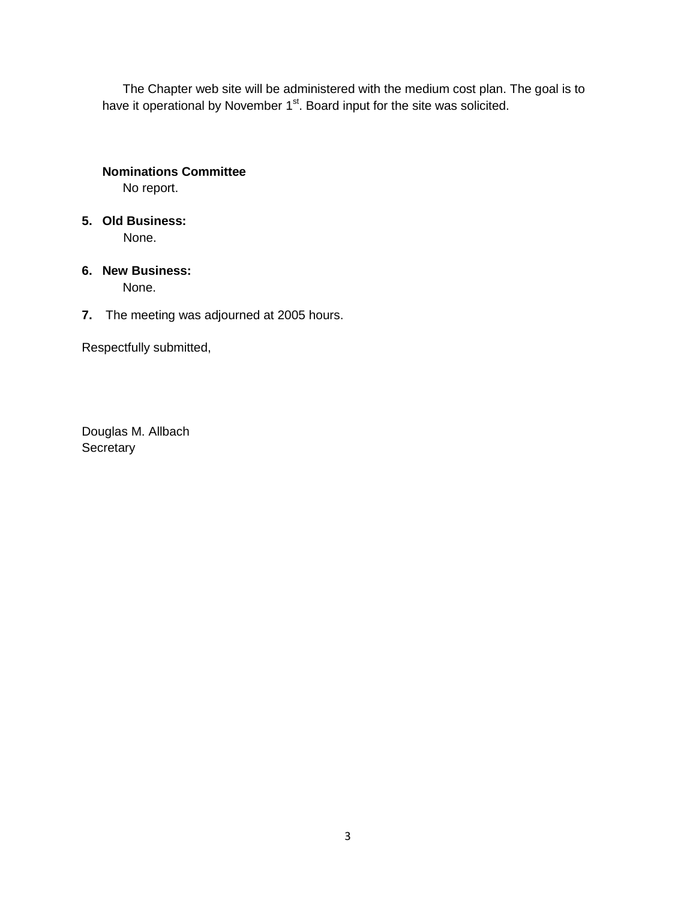The Chapter web site will be administered with the medium cost plan. The goal is to have it operational by November 1st. Board input for the site was solicited.

**Nominations Committee**
No report.

5. **Old Business:**
   None.

6. **New Business:**
   None.

7. The meeting was adjourned at 2005 hours.

Respectfully submitted,

Douglas M. Allbach
Secretary